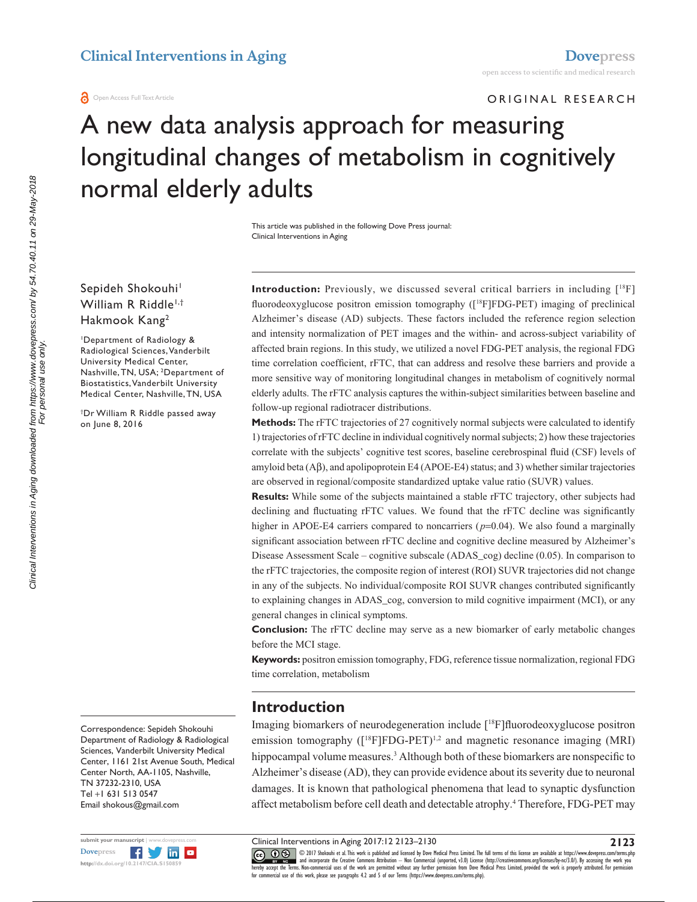# A new data analysis approach for measuring longitudinal changes of metabolism in cognitively normal elderly adults

Sepideh Shokouhi[1]
William R Riddle[1,†]
Hakmook Kang[2]

[1]Department of Radiology & Radiological Sciences, Vanderbilt University Medical Center, Nashville, TN, USA; [2]Department of Biostatistics, Vanderbilt University Medical Center, Nashville, TN, USA

[†]Dr William R Riddle passed away on June 8, 2016

**Introduction:** Previously, we discussed several critical barriers in including [$^{18}$F] fluorodeoxyglucose positron emission tomography ([$^{18}$F]FDG-PET) imaging of preclinical Alzheimer's disease (AD) subjects. These factors included the reference region selection and intensity normalization of PET images and the within- and across-subject variability of affected brain regions. In this study, we utilized a novel FDG-PET analysis, the regional FDG time correlation coefficient, rFTC, that can address and resolve these barriers and provide a more sensitive way of monitoring longitudinal changes in metabolism of cognitively normal elderly adults. The rFTC analysis captures the within-subject similarities between baseline and follow-up regional radiotracer distributions.

**Methods:** The rFTC trajectories of 27 cognitively normal subjects were calculated to identify 1) trajectories of rFTC decline in individual cognitively normal subjects; 2) how these trajectories correlate with the subjects' cognitive test scores, baseline cerebrospinal fluid (CSF) levels of amyloid beta (Aβ), and apolipoprotein E4 (APOE-E4) status; and 3) whether similar trajectories are observed in regional/composite standardized uptake value ratio (SUVR) values.

**Results:** While some of the subjects maintained a stable rFTC trajectory, other subjects had declining and fluctuating rFTC values. We found that the rFTC decline was significantly higher in APOE-E4 carriers compared to noncarriers ($p$=0.04). We also found a marginally significant association between rFTC decline and cognitive decline measured by Alzheimer's Disease Assessment Scale – cognitive subscale (ADAS_cog) decline (0.05). In comparison to the rFTC trajectories, the composite region of interest (ROI) SUVR trajectories did not change in any of the subjects. No individual/composite ROI SUVR changes contributed significantly to explaining changes in ADAS_cog, conversion to mild cognitive impairment (MCI), or any general changes in clinical symptoms.

**Conclusion:** The rFTC decline may serve as a new biomarker of early metabolic changes before the MCI stage.

**Keywords:** positron emission tomography, FDG, reference tissue normalization, regional FDG time correlation, metabolism

## Introduction

Imaging biomarkers of neurodegeneration include [$^{18}$F]fluorodeoxyglucose positron emission tomography ([$^{18}$F]FDG-PET)[1,2] and magnetic resonance imaging (MRI) hippocampal volume measures.[3] Although both of these biomarkers are nonspecific to Alzheimer's disease (AD), they can provide evidence about its severity due to neuronal damages. It is known that pathological phenomena that lead to synaptic dysfunction affect metabolism before cell death and detectable atrophy.[4] Therefore, FDG-PET may

Correspondence: Sepideh Shokouhi
Department of Radiology & Radiological Sciences, Vanderbilt University Medical Center, 1161 21st Avenue South, Medical Center North, AA-1105, Nashville, TN 37232-2310, USA
Tel +1 631 513 0547
Email shokous@gmail.com

© 2017 Shokouhi et al. This work is published and licensed by Dove Medical Press Limited. The full terms of this license are available at https://www.dovepress.com/terms.php and incorporate the Creative Commons Attribution – Non Commercial (unported, v3.0) License (http://creativecommons.org/licenses/by-nc/3.0/). By accessing the work you hereby accept the Terms. Non-commercial uses of the work are permitted without any further permission from Dove Medical Press Limited, provided the work is properly attributed. For permission for commercial use of this work, please see paragraphs 4.2 and 5 of our Terms (https://www.dovepress.com/terms.php).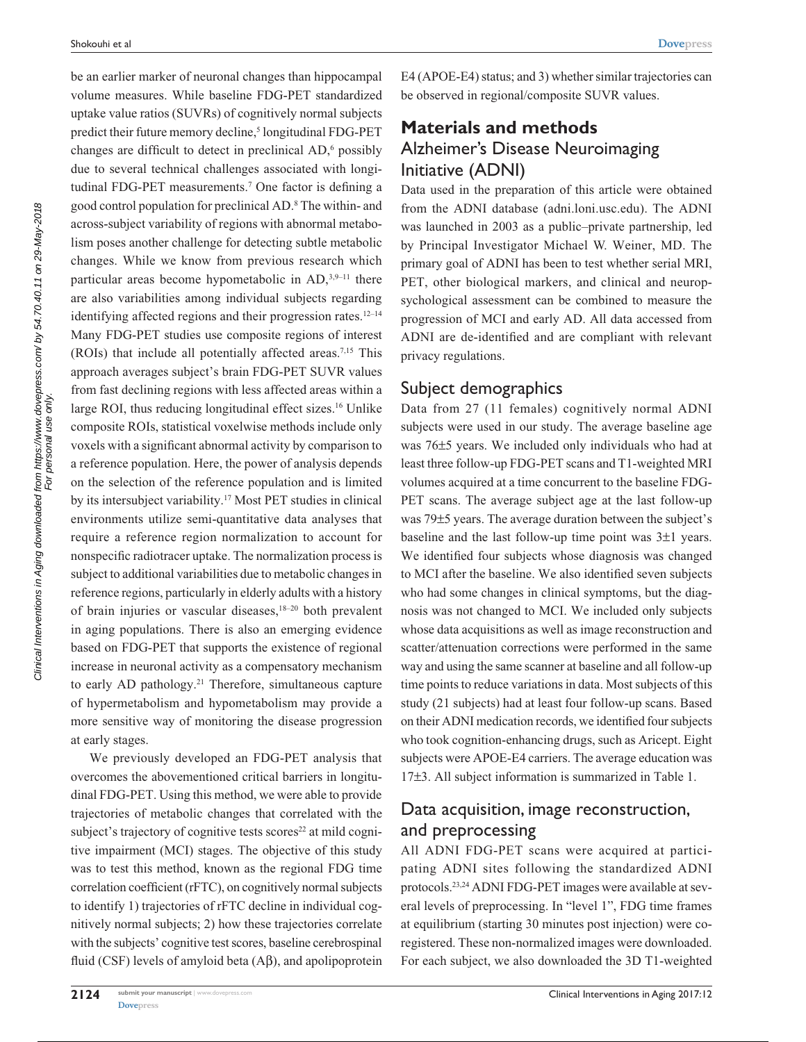be an earlier marker of neuronal changes than hippocampal volume measures. While baseline FDG-PET standardized uptake value ratios (SUVRs) of cognitively normal subjects predict their future memory decline,[5] longitudinal FDG-PET changes are difficult to detect in preclinical AD,[6] possibly due to several technical challenges associated with longitudinal FDG-PET measurements.[7] One factor is defining a good control population for preclinical AD.[8] The within- and across-subject variability of regions with abnormal metabolism poses another challenge for detecting subtle metabolic changes. While we know from previous research which particular areas become hypometabolic in AD,[3,9–11] there are also variabilities among individual subjects regarding identifying affected regions and their progression rates.[12–14] Many FDG-PET studies use composite regions of interest (ROIs) that include all potentially affected areas.[7,15] This approach averages subject's brain FDG-PET SUVR values from fast declining regions with less affected areas within a large ROI, thus reducing longitudinal effect sizes.[16] Unlike composite ROIs, statistical voxelwise methods include only voxels with a significant abnormal activity by comparison to a reference population. Here, the power of analysis depends on the selection of the reference population and is limited by its intersubject variability.[17] Most PET studies in clinical environments utilize semi-quantitative data analyses that require a reference region normalization to account for nonspecific radiotracer uptake. The normalization process is subject to additional variabilities due to metabolic changes in reference regions, particularly in elderly adults with a history of brain injuries or vascular diseases,[18–20] both prevalent in aging populations. There is also an emerging evidence based on FDG-PET that supports the existence of regional increase in neuronal activity as a compensatory mechanism to early AD pathology.[21] Therefore, simultaneous capture of hypermetabolism and hypometabolism may provide a more sensitive way of monitoring the disease progression at early stages.

We previously developed an FDG-PET analysis that overcomes the abovementioned critical barriers in longitudinal FDG-PET. Using this method, we were able to provide trajectories of metabolic changes that correlated with the subject's trajectory of cognitive tests scores[22] at mild cognitive impairment (MCI) stages. The objective of this study was to test this method, known as the regional FDG time correlation coefficient (rFTC), on cognitively normal subjects to identify 1) trajectories of rFTC decline in individual cognitively normal subjects; 2) how these trajectories correlate with the subjects' cognitive test scores, baseline cerebrospinal fluid (CSF) levels of amyloid beta (Aβ), and apolipoprotein E4 (APOE-E4) status; and 3) whether similar trajectories can be observed in regional/composite SUVR values.

# Materials and methods

## Alzheimer's Disease Neuroimaging Initiative (ADNI)

Data used in the preparation of this article were obtained from the ADNI database (adni.loni.usc.edu). The ADNI was launched in 2003 as a public–private partnership, led by Principal Investigator Michael W. Weiner, MD. The primary goal of ADNI has been to test whether serial MRI, PET, other biological markers, and clinical and neuropsychological assessment can be combined to measure the progression of MCI and early AD. All data accessed from ADNI are de-identified and are compliant with relevant privacy regulations.

## Subject demographics

Data from 27 (11 females) cognitively normal ADNI subjects were used in our study. The average baseline age was 76±5 years. We included only individuals who had at least three follow-up FDG-PET scans and T1-weighted MRI volumes acquired at a time concurrent to the baseline FDG-PET scans. The average subject age at the last follow-up was 79±5 years. The average duration between the subject's baseline and the last follow-up time point was 3±1 years. We identified four subjects whose diagnosis was changed to MCI after the baseline. We also identified seven subjects who had some changes in clinical symptoms, but the diagnosis was not changed to MCI. We included only subjects whose data acquisitions as well as image reconstruction and scatter/attenuation corrections were performed in the same way and using the same scanner at baseline and all follow-up time points to reduce variations in data. Most subjects of this study (21 subjects) had at least four follow-up scans. Based on their ADNI medication records, we identified four subjects who took cognition-enhancing drugs, such as Aricept. Eight subjects were APOE-E4 carriers. The average education was 17±3. All subject information is summarized in Table 1.

## Data acquisition, image reconstruction, and preprocessing

All ADNI FDG-PET scans were acquired at participating ADNI sites following the standardized ADNI protocols.[23,24] ADNI FDG-PET images were available at several levels of preprocessing. In "level 1", FDG time frames at equilibrium (starting 30 minutes post injection) were co-registered. These non-normalized images were downloaded. For each subject, we also downloaded the 3D T1-weighted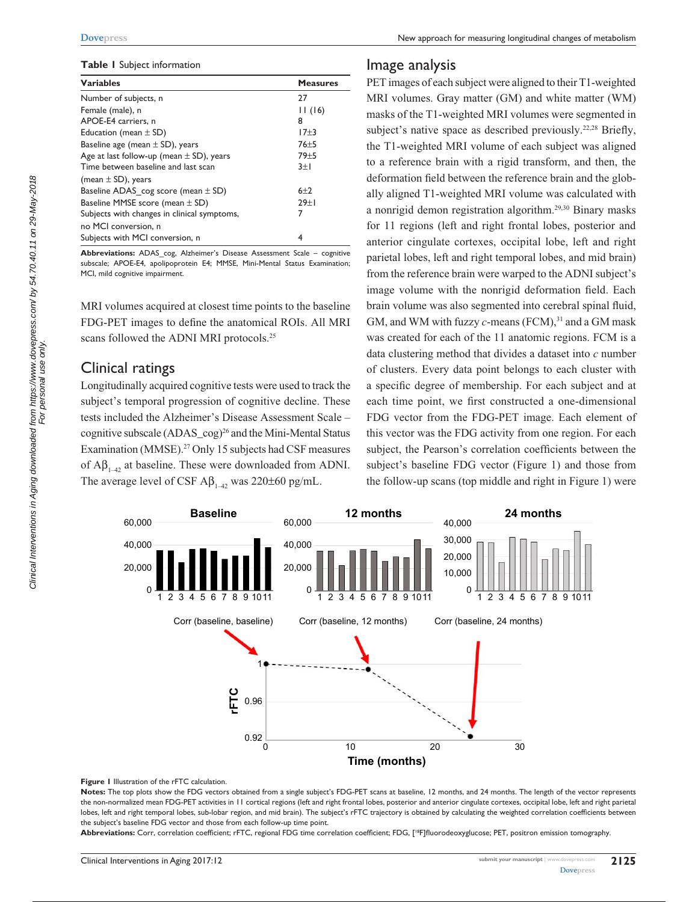**Table 1** Subject information

| Variables | Measures |
|---|---|
| Number of subjects, n | 27 |
| Female (male), n | 11 (16) |
| APOE-E4 carriers, n | 8 |
| Education (mean ± SD) | 17±3 |
| Baseline age (mean ± SD), years | 76±5 |
| Age at last follow-up (mean ± SD), years | 79±5 |
| Time between baseline and last scan (mean ± SD), years | 3±1 |
| Baseline ADAS_cog score (mean ± SD) | 6±2 |
| Baseline MMSE score (mean ± SD) | 29±1 |
| Subjects with changes in clinical symptoms, no MCI conversion, n | 7 |
| Subjects with MCI conversion, n | 4 |

**Abbreviations:** ADAS_cog, Alzheimer's Disease Assessment Scale – cognitive subscale; APOE-E4, apolipoprotein E4; MMSE, Mini-Mental Status Examination; MCI, mild cognitive impairment.

MRI volumes acquired at closest time points to the baseline FDG-PET images to define the anatomical ROIs. All MRI scans followed the ADNI MRI protocols.[25]

## Clinical ratings

Longitudinally acquired cognitive tests were used to track the subject's temporal progression of cognitive decline. These tests included the Alzheimer's Disease Assessment Scale – cognitive subscale (ADAS_cog)[26] and the Mini-Mental Status Examination (MMSE).[27] Only 15 subjects had CSF measures of $A\beta_{1-42}$ at baseline. These were downloaded from ADNI. The average level of CSF $A\beta_{1-42}$ was 220±60 pg/mL.

## Image analysis

PET images of each subject were aligned to their T1-weighted MRI volumes. Gray matter (GM) and white matter (WM) masks of the T1-weighted MRI volumes were segmented in subject's native space as described previously.[22,28] Briefly, the T1-weighted MRI volume of each subject was aligned to a reference brain with a rigid transform, and then, the deformation field between the reference brain and the globally aligned T1-weighted MRI volume was calculated with a nonrigid demon registration algorithm.[29,30] Binary masks for 11 regions (left and right frontal lobes, posterior and anterior cingulate cortexes, occipital lobe, left and right parietal lobes, left and right temporal lobes, and mid brain) from the reference brain were warped to the ADNI subject's image volume with the nonrigid deformation field. Each brain volume was also segmented into cerebral spinal fluid, GM, and WM with fuzzy *c*-means (FCM),[31] and a GM mask was created for each of the 11 anatomic regions. FCM is a data clustering method that divides a dataset into *c* number of clusters. Every data point belongs to each cluster with a specific degree of membership. For each subject and at each time point, we first constructed a one-dimensional FDG vector from the FDG-PET image. Each element of this vector was the FDG activity from one region. For each subject, the Pearson's correlation coefficients between the subject's baseline FDG vector (Figure 1) and those from the follow-up scans (top middle and right in Figure 1) were

**Figure 1** Illustration of the rFTC calculation.

**Notes:** The top plots show the FDG vectors obtained from a single subject's FDG-PET scans at baseline, 12 months, and 24 months. The length of the vector represents the non-normalized mean FDG-PET activities in 11 cortical regions (left and right frontal lobes, posterior and anterior cingulate cortexes, occipital lobe, left and right parietal lobes, left and right temporal lobes, sub-lobar region, and mid brain). The subject's rFTC trajectory is obtained by calculating the weighted correlation coefficients between the subject's baseline FDG vector and those from each follow-up time point.

**Abbreviations:** Corr, correlation coefficient; rFTC, regional FDG time correlation coefficient; FDG, [$^{18}$F]fluorodeoxyglucose; PET, positron emission tomography.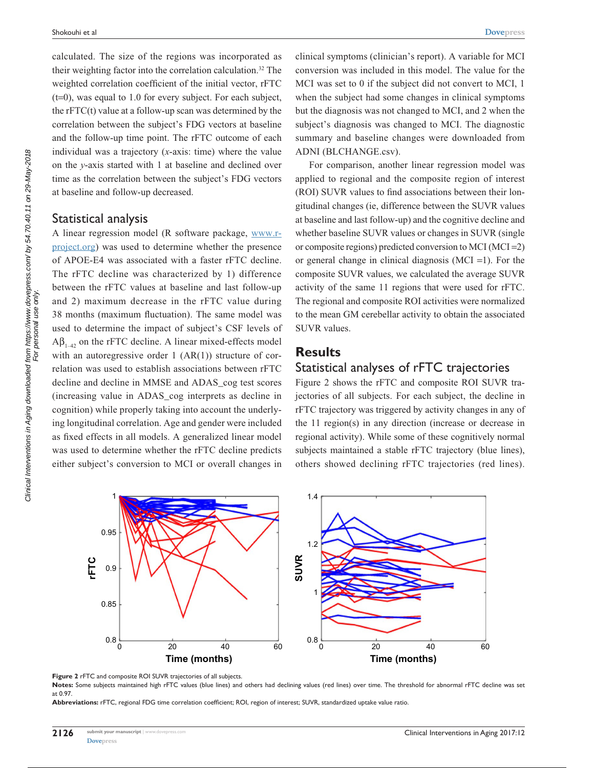calculated. The size of the regions was incorporated as their weighting factor into the correlation calculation.[32] The weighted correlation coefficient of the initial vector, rFTC (t=0), was equal to 1.0 for every subject. For each subject, the rFTC(t) value at a follow-up scan was determined by the correlation between the subject's FDG vectors at baseline and the follow-up time point. The rFTC outcome of each individual was a trajectory (*x*-axis: time) where the value on the *y*-axis started with 1 at baseline and declined over time as the correlation between the subject's FDG vectors at baseline and follow-up decreased.

## Statistical analysis

A linear regression model (R software package, www.r-project.org) was used to determine whether the presence of APOE-E4 was associated with a faster rFTC decline. The rFTC decline was characterized by 1) difference between the rFTC values at baseline and last follow-up and 2) maximum decrease in the rFTC value during 38 months (maximum fluctuation). The same model was used to determine the impact of subject's CSF levels of $A\beta_{1-42}$ on the rFTC decline. A linear mixed-effects model with an autoregressive order 1 (AR(1)) structure of correlation was used to establish associations between rFTC decline and decline in MMSE and ADAS_cog test scores (increasing value in ADAS_cog interprets as decline in cognition) while properly taking into account the underlying longitudinal correlation. Age and gender were included as fixed effects in all models. A generalized linear model was used to determine whether the rFTC decline predicts either subject's conversion to MCI or overall changes in clinical symptoms (clinician's report). A variable for MCI conversion was included in this model. The value for the MCI was set to 0 if the subject did not convert to MCI, 1 when the subject had some changes in clinical symptoms but the diagnosis was not changed to MCI, and 2 when the subject's diagnosis was changed to MCI. The diagnostic summary and baseline changes were downloaded from ADNI (BLCHANGE.csv).

For comparison, another linear regression model was applied to regional and the composite region of interest (ROI) SUVR values to find associations between their longitudinal changes (ie, difference between the SUVR values at baseline and last follow-up) and the cognitive decline and whether baseline SUVR values or changes in SUVR (single or composite regions) predicted conversion to MCI (MCI =2) or general change in clinical diagnosis (MCI =1). For the composite SUVR values, we calculated the average SUVR activity of the same 11 regions that were used for rFTC. The regional and composite ROI activities were normalized to the mean GM cerebellar activity to obtain the associated SUVR values.

# Results

## Statistical analyses of rFTC trajectories

Figure 2 shows the rFTC and composite ROI SUVR trajectories of all subjects. For each subject, the decline in rFTC trajectory was triggered by activity changes in any of the 11 region(s) in any direction (increase or decrease in regional activity). While some of these cognitively normal subjects maintained a stable rFTC trajectory (blue lines), others showed declining rFTC trajectories (red lines).

**Figure 2** rFTC and composite ROI SUVR trajectories of all subjects.

**Notes:** Some subjects maintained high rFTC values (blue lines) and others had declining values (red lines) over time. The threshold for abnormal rFTC decline was set at 0.97.

**Abbreviations:** rFTC, regional FDG time correlation coefficient; ROI, region of interest; SUVR, standardized uptake value ratio.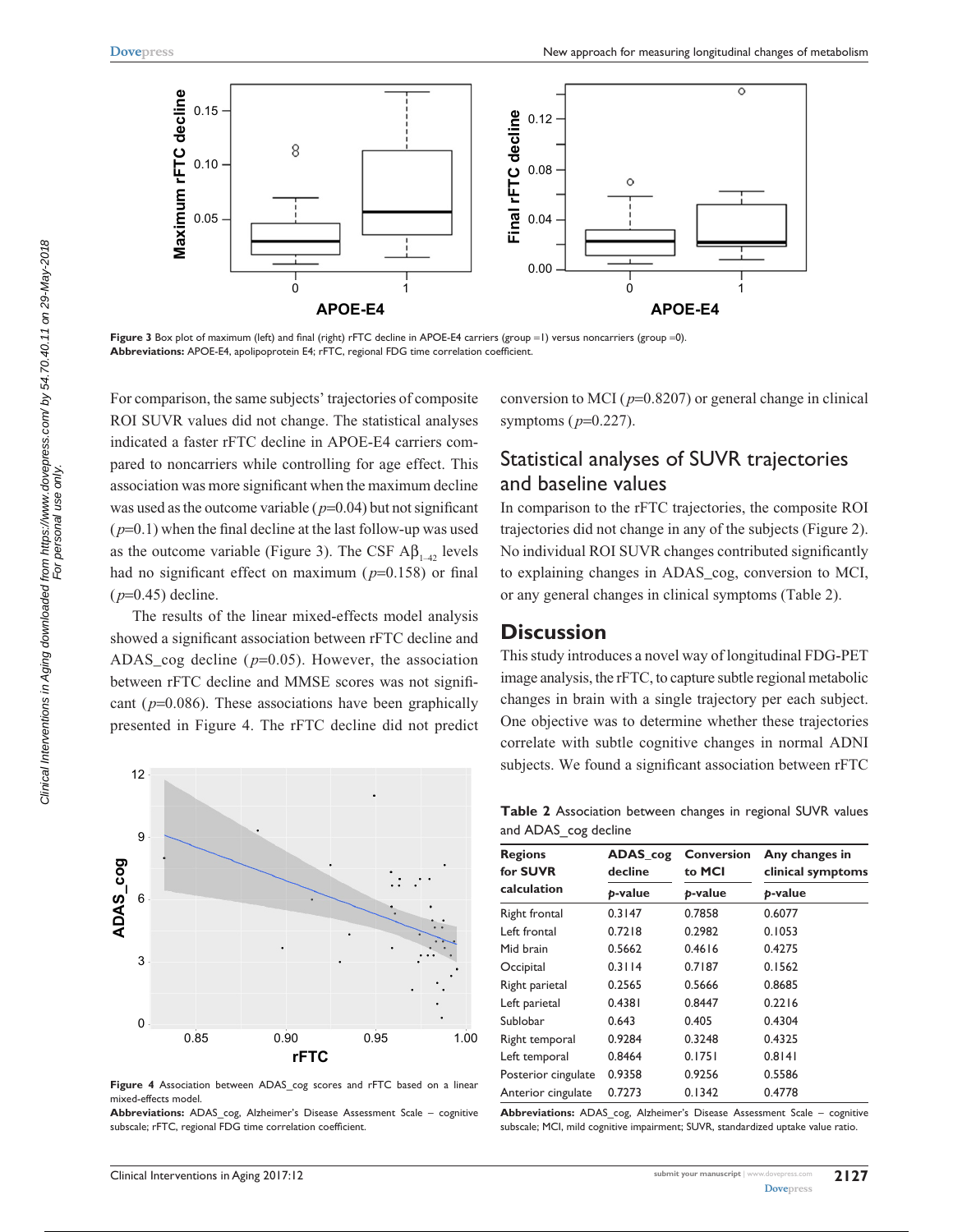Figure 3 Box plot of maximum (left) and final (right) rFTC decline in APOE-E4 carriers (group =1) versus noncarriers (group =0).
**Abbreviations:** APOE-E4, apolipoprotein E4; rFTC, regional FDG time correlation coefficient.

For comparison, the same subjects' trajectories of composite ROI SUVR values did not change. The statistical analyses indicated a faster rFTC decline in APOE-E4 carriers compared to noncarriers while controlling for age effect. This association was more significant when the maximum decline was used as the outcome variable ($p$=0.04) but not significant ($p$=0.1) when the final decline at the last follow-up was used as the outcome variable (Figure 3). The CSF $A\beta_{1-42}$ levels had no significant effect on maximum ($p$=0.158) or final ($p$=0.45) decline.

The results of the linear mixed-effects model analysis showed a significant association between rFTC decline and ADAS_cog decline ($p$=0.05). However, the association between rFTC decline and MMSE scores was not significant ($p$=0.086). These associations have been graphically presented in Figure 4. The rFTC decline did not predict conversion to MCI ($p$=0.8207) or general change in clinical symptoms ($p$=0.227).

Figure 4 Association between ADAS_cog scores and rFTC based on a linear mixed-effects model.
**Abbreviations:** ADAS_cog, Alzheimer's Disease Assessment Scale – cognitive subscale; rFTC, regional FDG time correlation coefficient.

## Statistical analyses of SUVR trajectories and baseline values

In comparison to the rFTC trajectories, the composite ROI trajectories did not change in any of the subjects (Figure 2). No individual ROI SUVR changes contributed significantly to explaining changes in ADAS_cog, conversion to MCI, or any general changes in clinical symptoms (Table 2).

# Discussion

This study introduces a novel way of longitudinal FDG-PET image analysis, the rFTC, to capture subtle regional metabolic changes in brain with a single trajectory per each subject. One objective was to determine whether these trajectories correlate with subtle cognitive changes in normal ADNI subjects. We found a significant association between rFTC

**Table 2** Association between changes in regional SUVR values and ADAS_cog decline

| Regions for SUVR calculation | ADAS_cog decline | Conversion to MCI | Any changes in clinical symptoms |
|---|---|---|---|
| | $p$-value | $p$-value | $p$-value |
| Right frontal | 0.3147 | 0.7858 | 0.6077 |
| Left frontal | 0.7218 | 0.2982 | 0.1053 |
| Mid brain | 0.5662 | 0.4616 | 0.4275 |
| Occipital | 0.3114 | 0.7187 | 0.1562 |
| Right parietal | 0.2565 | 0.5666 | 0.8685 |
| Left parietal | 0.4381 | 0.8447 | 0.2216 |
| Sublobar | 0.643 | 0.405 | 0.4304 |
| Right temporal | 0.9284 | 0.3248 | 0.4325 |
| Left temporal | 0.8464 | 0.1751 | 0.8141 |
| Posterior cingulate | 0.9358 | 0.9256 | 0.5586 |
| Anterior cingulate | 0.7273 | 0.1342 | 0.4778 |

**Abbreviations:** ADAS_cog, Alzheimer's Disease Assessment Scale – cognitive subscale; MCI, mild cognitive impairment; SUVR, standardized uptake value ratio.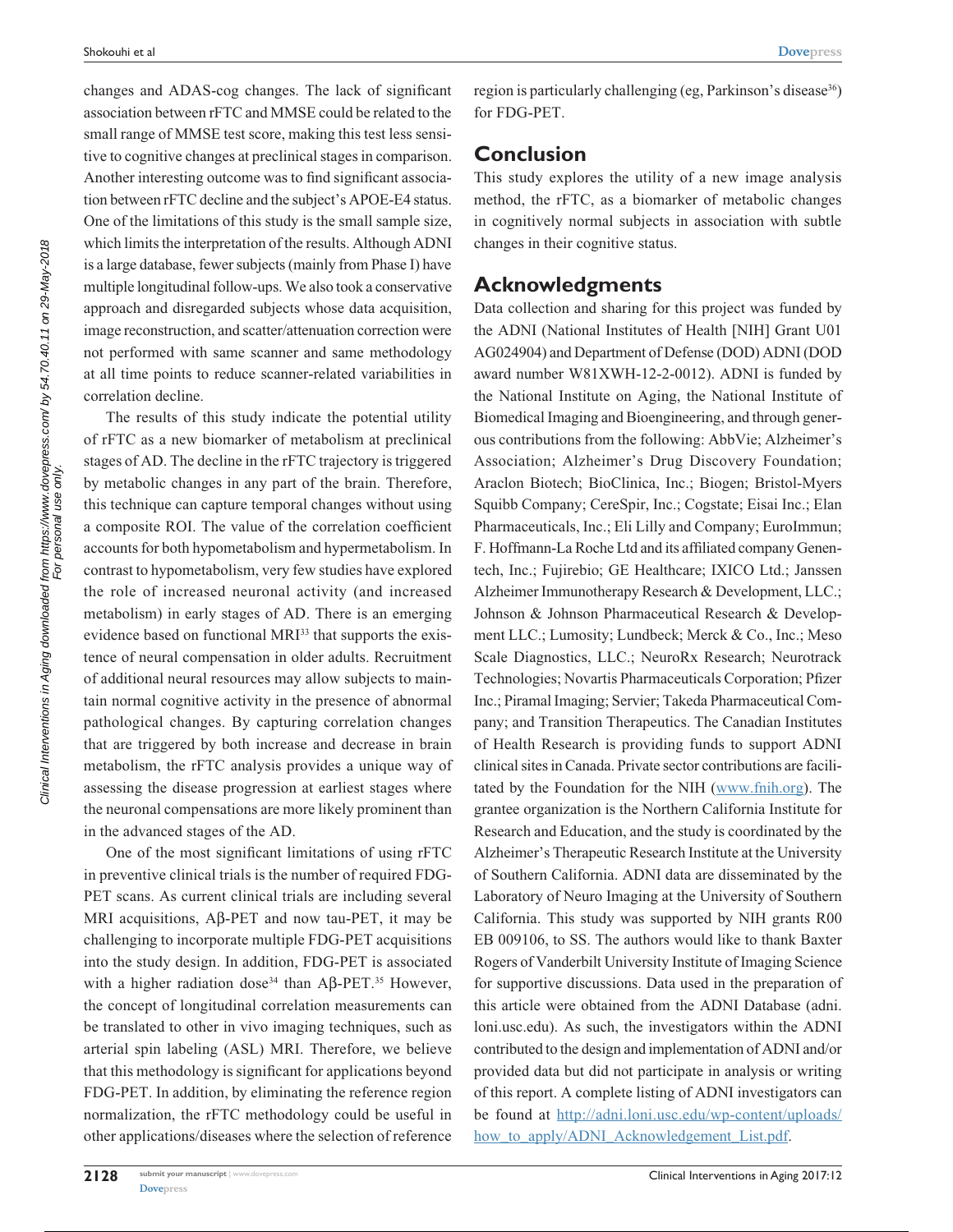changes and ADAS-cog changes. The lack of significant association between rFTC and MMSE could be related to the small range of MMSE test score, making this test less sensitive to cognitive changes at preclinical stages in comparison. Another interesting outcome was to find significant association between rFTC decline and the subject's APOE-E4 status. One of the limitations of this study is the small sample size, which limits the interpretation of the results. Although ADNI is a large database, fewer subjects (mainly from Phase I) have multiple longitudinal follow-ups. We also took a conservative approach and disregarded subjects whose data acquisition, image reconstruction, and scatter/attenuation correction were not performed with same scanner and same methodology at all time points to reduce scanner-related variabilities in correlation decline.

The results of this study indicate the potential utility of rFTC as a new biomarker of metabolism at preclinical stages of AD. The decline in the rFTC trajectory is triggered by metabolic changes in any part of the brain. Therefore, this technique can capture temporal changes without using a composite ROI. The value of the correlation coefficient accounts for both hypometabolism and hypermetabolism. In contrast to hypometabolism, very few studies have explored the role of increased neuronal activity (and increased metabolism) in early stages of AD. There is an emerging evidence based on functional MRI[33] that supports the existence of neural compensation in older adults. Recruitment of additional neural resources may allow subjects to maintain normal cognitive activity in the presence of abnormal pathological changes. By capturing correlation changes that are triggered by both increase and decrease in brain metabolism, the rFTC analysis provides a unique way of assessing the disease progression at earliest stages where the neuronal compensations are more likely prominent than in the advanced stages of the AD.

One of the most significant limitations of using rFTC in preventive clinical trials is the number of required FDG-PET scans. As current clinical trials are including several MRI acquisitions, Aβ-PET and now tau-PET, it may be challenging to incorporate multiple FDG-PET acquisitions into the study design. In addition, FDG-PET is associated with a higher radiation dose[34] than Aβ-PET.[35] However, the concept of longitudinal correlation measurements can be translated to other in vivo imaging techniques, such as arterial spin labeling (ASL) MRI. Therefore, we believe that this methodology is significant for applications beyond FDG-PET. In addition, by eliminating the reference region normalization, the rFTC methodology could be useful in other applications/diseases where the selection of reference region is particularly challenging (eg, Parkinson's disease[36]) for FDG-PET.

## Conclusion

This study explores the utility of a new image analysis method, the rFTC, as a biomarker of metabolic changes in cognitively normal subjects in association with subtle changes in their cognitive status.

## Acknowledgments

Data collection and sharing for this project was funded by the ADNI (National Institutes of Health [NIH] Grant U01 AG024904) and Department of Defense (DOD) ADNI (DOD award number W81XWH-12-2-0012). ADNI is funded by the National Institute on Aging, the National Institute of Biomedical Imaging and Bioengineering, and through generous contributions from the following: AbbVie; Alzheimer's Association; Alzheimer's Drug Discovery Foundation; Araclon Biotech; BioClinica, Inc.; Biogen; Bristol-Myers Squibb Company; CereSpir, Inc.; Cogstate; Eisai Inc.; Elan Pharmaceuticals, Inc.; Eli Lilly and Company; EuroImmun; F. Hoffmann-La Roche Ltd and its affiliated company Genentech, Inc.; Fujirebio; GE Healthcare; IXICO Ltd.; Janssen Alzheimer Immunotherapy Research & Development, LLC.; Johnson & Johnson Pharmaceutical Research & Development LLC.; Lumosity; Lundbeck; Merck & Co., Inc.; Meso Scale Diagnostics, LLC.; NeuroRx Research; Neurotrack Technologies; Novartis Pharmaceuticals Corporation; Pfizer Inc.; Piramal Imaging; Servier; Takeda Pharmaceutical Company; and Transition Therapeutics. The Canadian Institutes of Health Research is providing funds to support ADNI clinical sites in Canada. Private sector contributions are facilitated by the Foundation for the NIH (www.fnih.org). The grantee organization is the Northern California Institute for Research and Education, and the study is coordinated by the Alzheimer's Therapeutic Research Institute at the University of Southern California. ADNI data are disseminated by the Laboratory of Neuro Imaging at the University of Southern California. This study was supported by NIH grants R00 EB 009106, to SS. The authors would like to thank Baxter Rogers of Vanderbilt University Institute of Imaging Science for supportive discussions. Data used in the preparation of this article were obtained from the ADNI Database (adni.loni.usc.edu). As such, the investigators within the ADNI contributed to the design and implementation of ADNI and/or provided data but did not participate in analysis or writing of this report. A complete listing of ADNI investigators can be found at http://adni.loni.usc.edu/wp-content/uploads/how_to_apply/ADNI_Acknowledgement_List.pdf.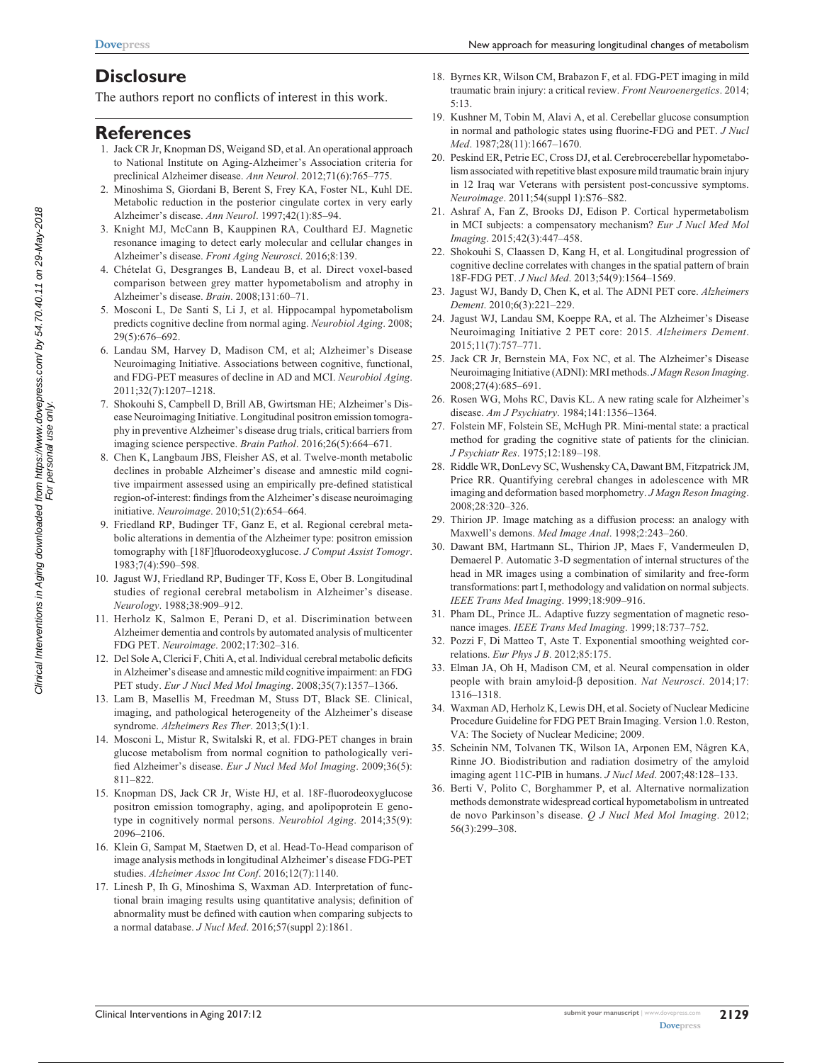## Disclosure

The authors report no conflicts of interest in this work.

## References

1. Jack CR Jr, Knopman DS, Weigand SD, et al. An operational approach to National Institute on Aging-Alzheimer's Association criteria for preclinical Alzheimer disease. *Ann Neurol*. 2012;71(6):765–775.
2. Minoshima S, Giordani B, Berent S, Frey KA, Foster NL, Kuhl DE. Metabolic reduction in the posterior cingulate cortex in very early Alzheimer's disease. *Ann Neurol*. 1997;42(1):85–94.
3. Knight MJ, McCann B, Kauppinen RA, Coulthard EJ. Magnetic resonance imaging to detect early molecular and cellular changes in Alzheimer's disease. *Front Aging Neurosci*. 2016;8:139.
4. Chételat G, Desgranges B, Landeau B, et al. Direct voxel-based comparison between grey matter hypometabolism and atrophy in Alzheimer's disease. *Brain*. 2008;131:60–71.
5. Mosconi L, De Santi S, Li J, et al. Hippocampal hypometabolism predicts cognitive decline from normal aging. *Neurobiol Aging*. 2008; 29(5):676–692.
6. Landau SM, Harvey D, Madison CM, et al; Alzheimer's Disease Neuroimaging Initiative. Associations between cognitive, functional, and FDG-PET measures of decline in AD and MCI. *Neurobiol Aging*. 2011;32(7):1207–1218.
7. Shokouhi S, Campbell D, Brill AB, Gwirtsman HE; Alzheimer's Disease Neuroimaging Initiative. Longitudinal positron emission tomography in preventive Alzheimer's disease drug trials, critical barriers from imaging science perspective. *Brain Pathol*. 2016;26(5):664–671.
8. Chen K, Langbaum JBS, Fleisher AS, et al. Twelve-month metabolic declines in probable Alzheimer's disease and amnestic mild cognitive impairment assessed using an empirically pre-defined statistical region-of-interest: findings from the Alzheimer's disease neuroimaging initiative. *Neuroimage*. 2010;51(2):654–664.
9. Friedland RP, Budinger TF, Ganz E, et al. Regional cerebral metabolic alterations in dementia of the Alzheimer type: positron emission tomography with [18F]fluorodeoxyglucose. *J Comput Assist Tomogr*. 1983;7(4):590–598.
10. Jagust WJ, Friedland RP, Budinger TF, Koss E, Ober B. Longitudinal studies of regional cerebral metabolism in Alzheimer's disease. *Neurology*. 1988;38:909–912.
11. Herholz K, Salmon E, Perani D, et al. Discrimination between Alzheimer dementia and controls by automated analysis of multicenter FDG PET. *Neuroimage*. 2002;17:302–316.
12. Del Sole A, Clerici F, Chiti A, et al. Individual cerebral metabolic deficits in Alzheimer's disease and amnestic mild cognitive impairment: an FDG PET study. *Eur J Nucl Med Mol Imaging*. 2008;35(7):1357–1366.
13. Lam B, Masellis M, Freedman M, Stuss DT, Black SE. Clinical, imaging, and pathological heterogeneity of the Alzheimer's disease syndrome. *Alzheimers Res Ther*. 2013;5(1):1.
14. Mosconi L, Mistur R, Switalski R, et al. FDG-PET changes in brain glucose metabolism from normal cognition to pathologically verified Alzheimer's disease. *Eur J Nucl Med Mol Imaging*. 2009;36(5): 811–822.
15. Knopman DS, Jack CR Jr, Wiste HJ, et al. 18F-fluorodeoxyglucose positron emission tomography, aging, and apolipoprotein E genotype in cognitively normal persons. *Neurobiol Aging*. 2014;35(9): 2096–2106.
16. Klein G, Sampat M, Staetwen D, et al. Head-To-Head comparison of image analysis methods in longitudinal Alzheimer's disease FDG-PET studies. *Alzheimer Assoc Int Conf*. 2016;12(7):1140.
17. Linesh P, Ih G, Minoshima S, Waxman AD. Interpretation of functional brain imaging results using quantitative analysis; definition of abnormality must be defined with caution when comparing subjects to a normal database. *J Nucl Med*. 2016;57(suppl 2):1861.
18. Byrnes KR, Wilson CM, Brabazon F, et al. FDG-PET imaging in mild traumatic brain injury: a critical review. *Front Neuroenergetics*. 2014; 5:13.
19. Kushner M, Tobin M, Alavi A, et al. Cerebellar glucose consumption in normal and pathologic states using fluorine-FDG and PET. *J Nucl Med*. 1987;28(11):1667–1670.
20. Peskind ER, Petrie EC, Cross DJ, et al. Cerebrocerebellar hypometabolism associated with repetitive blast exposure mild traumatic brain injury in 12 Iraq war Veterans with persistent post-concussive symptoms. *Neuroimage*. 2011;54(suppl 1):S76–S82.
21. Ashraf A, Fan Z, Brooks DJ, Edison P. Cortical hypermetabolism in MCI subjects: a compensatory mechanism? *Eur J Nucl Med Mol Imaging*. 2015;42(3):447–458.
22. Shokouhi S, Claassen D, Kang H, et al. Longitudinal progression of cognitive decline correlates with changes in the spatial pattern of brain 18F-FDG PET. *J Nucl Med*. 2013;54(9):1564–1569.
23. Jagust WJ, Bandy D, Chen K, et al. The ADNI PET core. *Alzheimers Dement*. 2010;6(3):221–229.
24. Jagust WJ, Landau SM, Koeppe RA, et al. The Alzheimer's Disease Neuroimaging Initiative 2 PET core: 2015. *Alzheimers Dement*. 2015;11(7):757–771.
25. Jack CR Jr, Bernstein MA, Fox NC, et al. The Alzheimer's Disease Neuroimaging Initiative (ADNI): MRI methods. *J Magn Reson Imaging*. 2008;27(4):685–691.
26. Rosen WG, Mohs RC, Davis KL. A new rating scale for Alzheimer's disease. *Am J Psychiatry*. 1984;141:1356–1364.
27. Folstein MF, Folstein SE, McHugh PR. Mini-mental state: a practical method for grading the cognitive state of patients for the clinician. *J Psychiatr Res*. 1975;12:189–198.
28. Riddle WR, DonLevy SC, Wushensky CA, Dawant BM, Fitzpatrick JM, Price RR. Quantifying cerebral changes in adolescence with MR imaging and deformation based morphometry. *J Magn Reson Imaging*. 2008;28:320–326.
29. Thirion JP. Image matching as a diffusion process: an analogy with Maxwell's demons. *Med Image Anal*. 1998;2:243–260.
30. Dawant BM, Hartmann SL, Thirion JP, Maes F, Vandermeulen D, Demaerel P. Automatic 3-D segmentation of internal structures of the head in MR images using a combination of similarity and free-form transformations: part I, methodology and validation on normal subjects. *IEEE Trans Med Imaging*. 1999;18:909–916.
31. Pham DL, Prince JL. Adaptive fuzzy segmentation of magnetic resonance images. *IEEE Trans Med Imaging*. 1999;18:737–752.
32. Pozzi F, Di Matteo T, Aste T. Exponential smoothing weighted correlations. *Eur Phys J B*. 2012;85:175.
33. Elman JA, Oh H, Madison CM, et al. Neural compensation in older people with brain amyloid-β deposition. *Nat Neurosci*. 2014;17: 1316–1318.
34. Waxman AD, Herholz K, Lewis DH, et al. Society of Nuclear Medicine Procedure Guideline for FDG PET Brain Imaging. Version 1.0. Reston, VA: The Society of Nuclear Medicine; 2009.
35. Scheinin NM, Tolvanen TK, Wilson IA, Arponen EM, Någren KA, Rinne JO. Biodistribution and radiation dosimetry of the amyloid imaging agent 11C-PIB in humans. *J Nucl Med*. 2007;48:128–133.
36. Berti V, Polito C, Borghammer P, et al. Alternative normalization methods demonstrate widespread cortical hypometabolism in untreated de novo Parkinson's disease. *Q J Nucl Med Mol Imaging*. 2012; 56(3):299–308.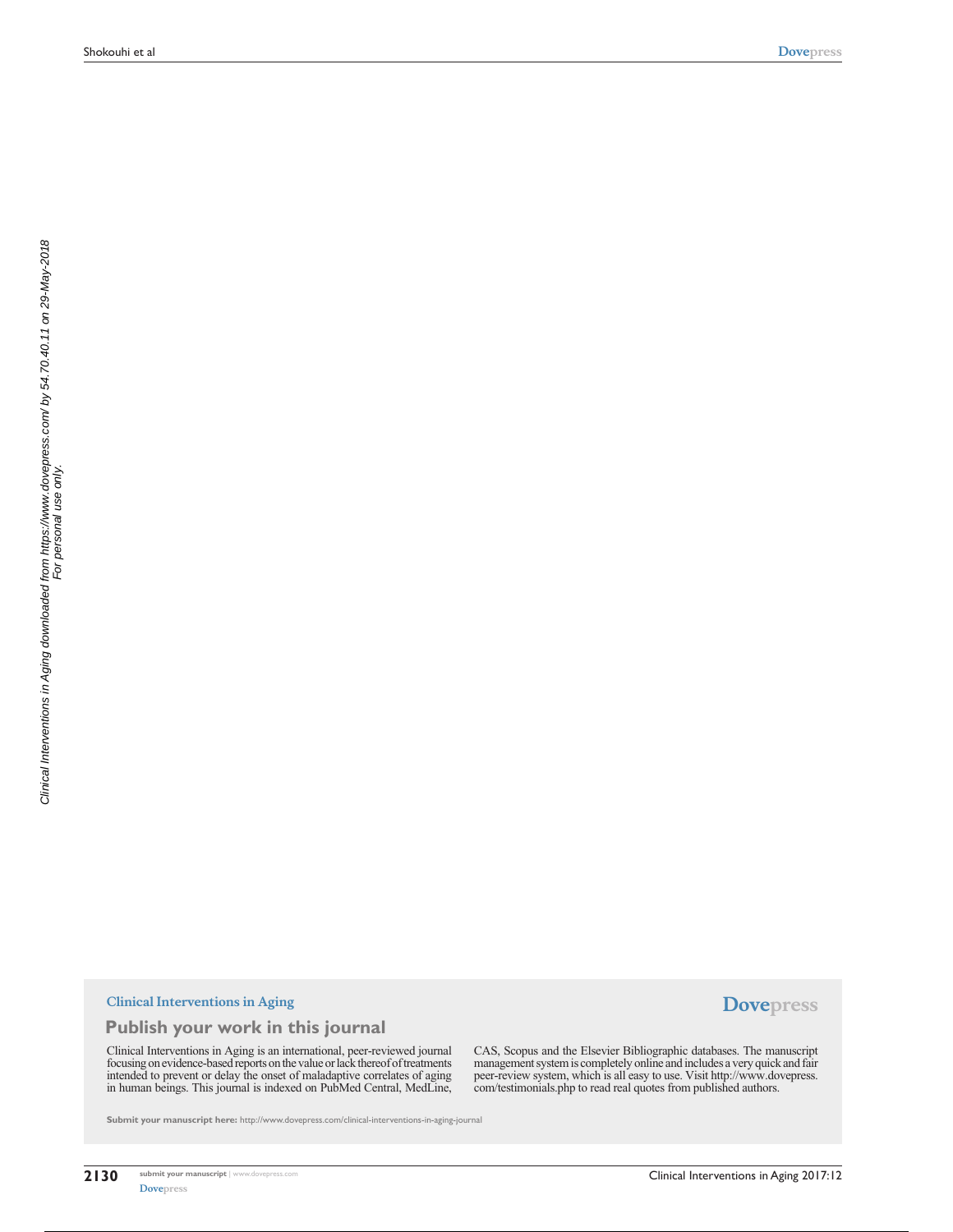**Clinical Interventions in Aging**

**Dovepress**

## Publish your work in this journal

Clinical Interventions in Aging is an international, peer-reviewed journal focusing on evidence-based reports on the value or lack thereof of treatments intended to prevent or delay the onset of maladaptive correlates of aging in human beings. This journal is indexed on PubMed Central, MedLine, CAS, Scopus and the Elsevier Bibliographic databases. The manuscript management system is completely online and includes a very quick and fair peer-review system, which is all easy to use. Visit http://www.dovepress.com/testimonials.php to read real quotes from published authors.

**Submit your manuscript here:** http://www.dovepress.com/clinical-interventions-in-aging-journal